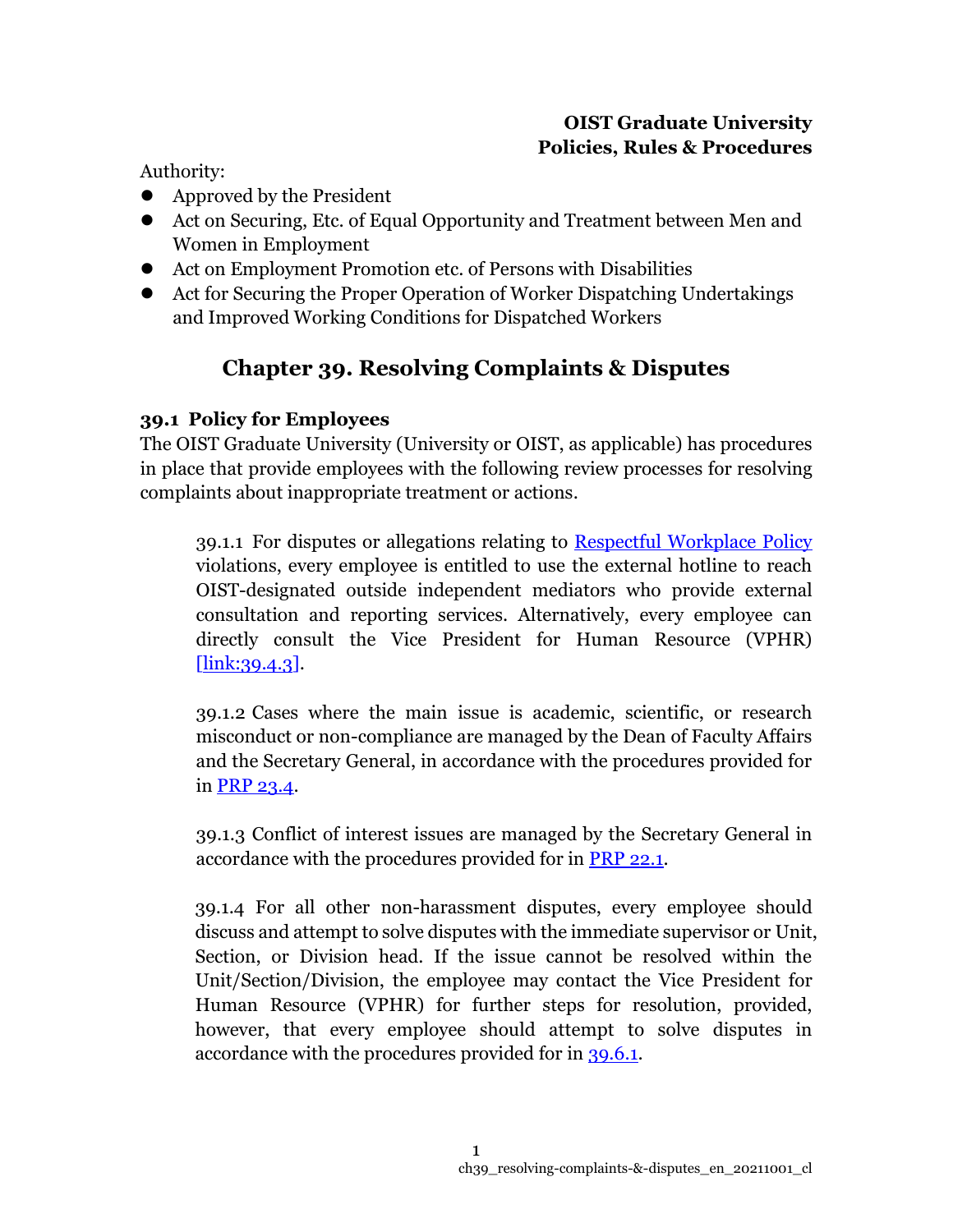**OIST Graduate University**
**Policies, Rules & Procedures**

Authority:

- Approved by the President
- Act on Securing, Etc. of Equal Opportunity and Treatment between Men and Women in Employment
- Act on Employment Promotion etc. of Persons with Disabilities
- Act for Securing the Proper Operation of Worker Dispatching Undertakings and Improved Working Conditions for Dispatched Workers

# Chapter 39. Resolving Complaints & Disputes

## 39.1 Policy for Employees

The OIST Graduate University (University or OIST, as applicable) has procedures in place that provide employees with the following review processes for resolving complaints about inappropriate treatment or actions.

39.1.1 For disputes or allegations relating to Respectful Workplace Policy violations, every employee is entitled to use the external hotline to reach OIST-designated outside independent mediators who provide external consultation and reporting services. Alternatively, every employee can directly consult the Vice President for Human Resource (VPHR) [link:39.4.3].

39.1.2 Cases where the main issue is academic, scientific, or research misconduct or non-compliance are managed by the Dean of Faculty Affairs and the Secretary General, in accordance with the procedures provided for in PRP 23.4.

39.1.3 Conflict of interest issues are managed by the Secretary General in accordance with the procedures provided for in PRP 22.1.

39.1.4 For all other non-harassment disputes, every employee should discuss and attempt to solve disputes with the immediate supervisor or Unit, Section, or Division head. If the issue cannot be resolved within the Unit/Section/Division, the employee may contact the Vice President for Human Resource (VPHR) for further steps for resolution, provided, however, that every employee should attempt to solve disputes in accordance with the procedures provided for in 39.6.1.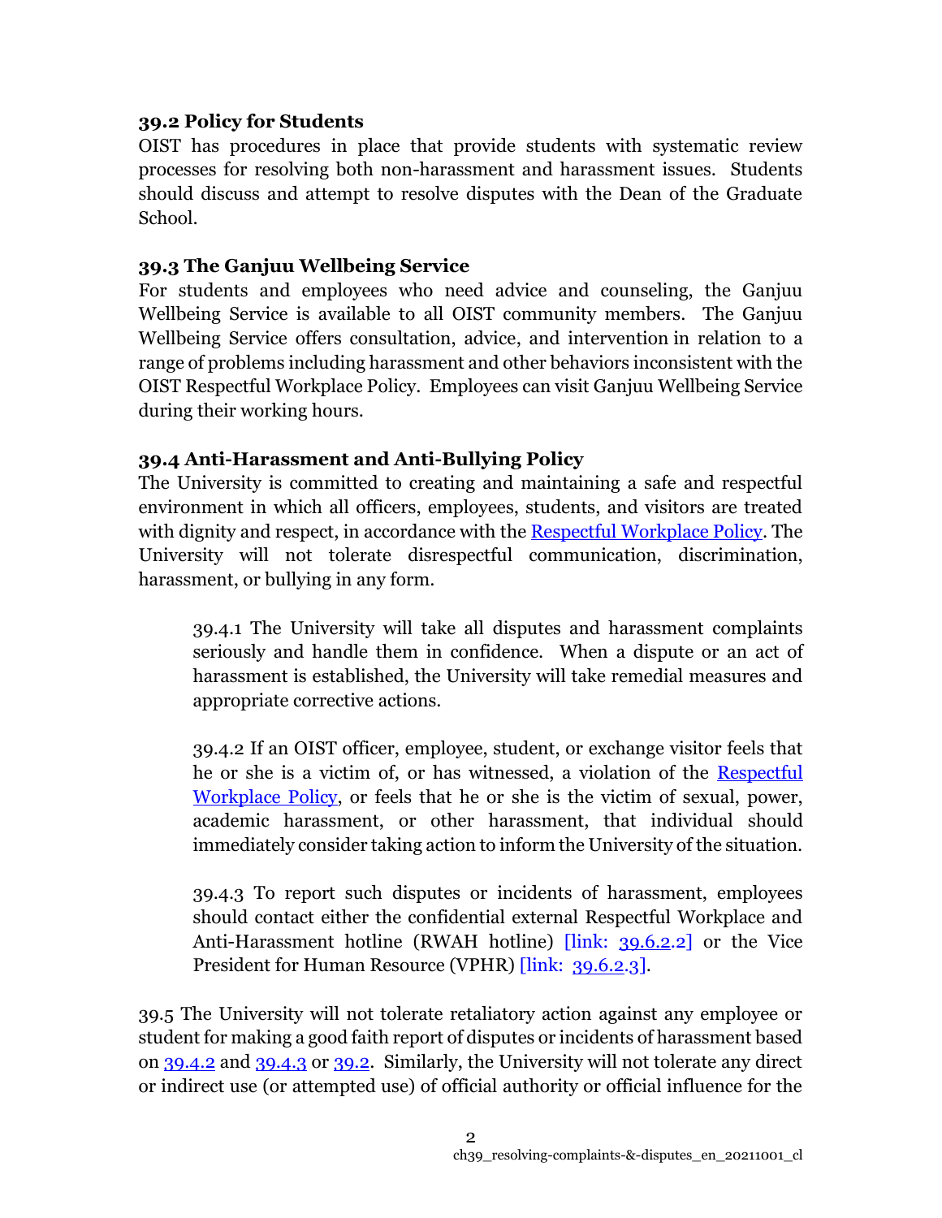### 39.2 Policy for Students

OIST has procedures in place that provide students with systematic review processes for resolving both non-harassment and harassment issues. Students should discuss and attempt to resolve disputes with the Dean of the Graduate School.

### 39.3 The Ganjuu Wellbeing Service

For students and employees who need advice and counseling, the Ganjuu Wellbeing Service is available to all OIST community members. The Ganjuu Wellbeing Service offers consultation, advice, and intervention in relation to a range of problems including harassment and other behaviors inconsistent with the OIST Respectful Workplace Policy. Employees can visit Ganjuu Wellbeing Service during their working hours.

### 39.4 Anti-Harassment and Anti-Bullying Policy

The University is committed to creating and maintaining a safe and respectful environment in which all officers, employees, students, and visitors are treated with dignity and respect, in accordance with the Respectful Workplace Policy. The University will not tolerate disrespectful communication, discrimination, harassment, or bullying in any form.

> 39.4.1 The University will take all disputes and harassment complaints seriously and handle them in confidence. When a dispute or an act of harassment is established, the University will take remedial measures and appropriate corrective actions.
>
> 39.4.2 If an OIST officer, employee, student, or exchange visitor feels that he or she is a victim of, or has witnessed, a violation of the Respectful Workplace Policy, or feels that he or she is the victim of sexual, power, academic harassment, or other harassment, that individual should immediately consider taking action to inform the University of the situation.
>
> 39.4.3 To report such disputes or incidents of harassment, employees should contact either the confidential external Respectful Workplace and Anti-Harassment hotline (RWAH hotline) [link: 39.6.2.2] or the Vice President for Human Resource (VPHR) [link: 39.6.2.3].

39.5 The University will not tolerate retaliatory action against any employee or student for making a good faith report of disputes or incidents of harassment based on 39.4.2 and 39.4.3 or 39.2. Similarly, the University will not tolerate any direct or indirect use (or attempted use) of official authority or official influence for the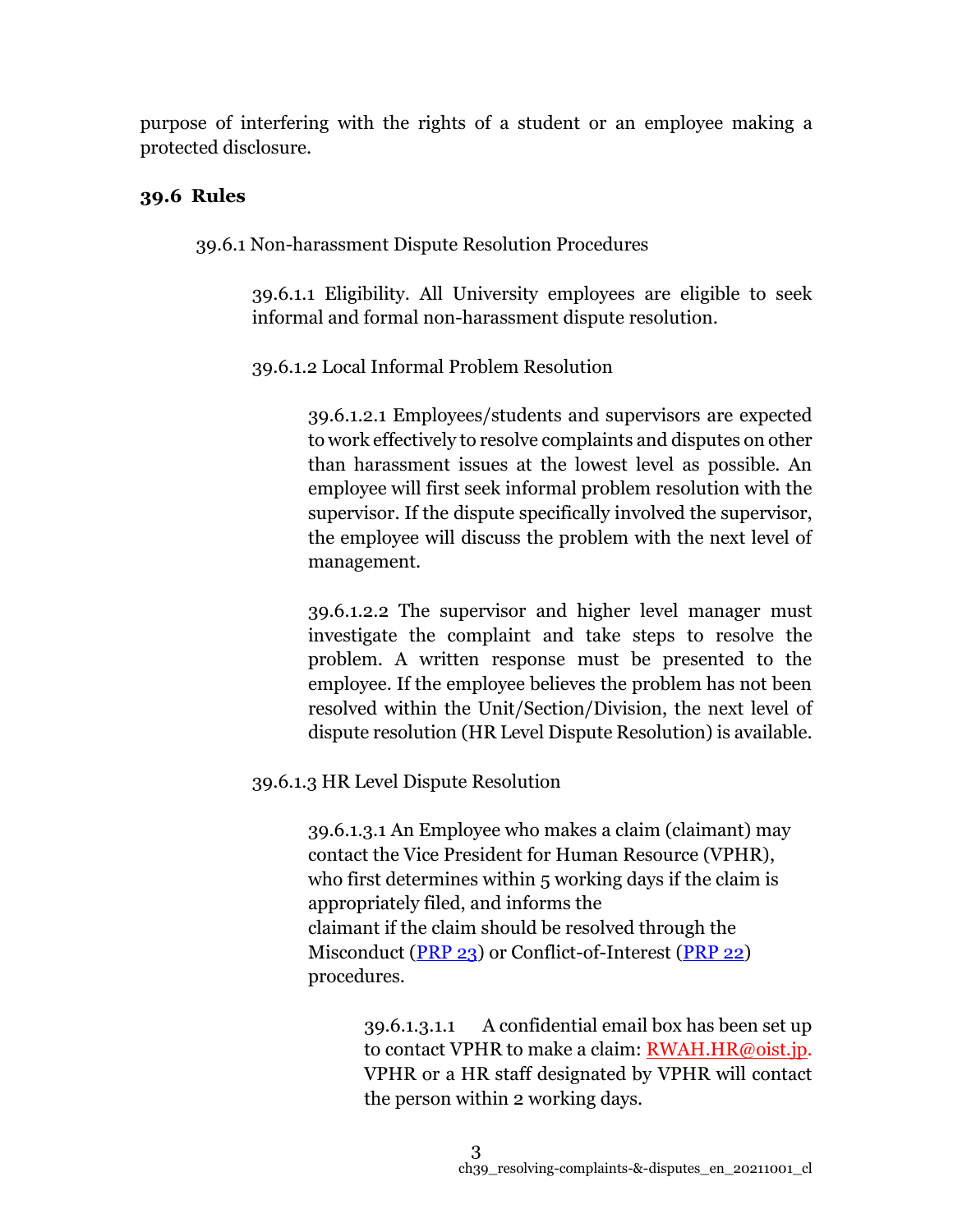purpose of interfering with the rights of a student or an employee making a protected disclosure.

### 39.6 Rules

39.6.1 Non-harassment Dispute Resolution Procedures

39.6.1.1 Eligibility. All University employees are eligible to seek informal and formal non-harassment dispute resolution.

39.6.1.2 Local Informal Problem Resolution

39.6.1.2.1 Employees/students and supervisors are expected to work effectively to resolve complaints and disputes on other than harassment issues at the lowest level as possible. An employee will first seek informal problem resolution with the supervisor. If the dispute specifically involved the supervisor, the employee will discuss the problem with the next level of management.

39.6.1.2.2 The supervisor and higher level manager must investigate the complaint and take steps to resolve the problem. A written response must be presented to the employee. If the employee believes the problem has not been resolved within the Unit/Section/Division, the next level of dispute resolution (HR Level Dispute Resolution) is available.

39.6.1.3 HR Level Dispute Resolution

39.6.1.3.1 An Employee who makes a claim (claimant) may contact the Vice President for Human Resource (VPHR), who first determines within 5 working days if the claim is appropriately filed, and informs the claimant if the claim should be resolved through the Misconduct (PRP 23) or Conflict-of-Interest (PRP 22) procedures.

39.6.1.3.1.1 A confidential email box has been set up to contact VPHR to make a claim: RWAH.HR@oist.jp. VPHR or a HR staff designated by VPHR will contact the person within 2 working days.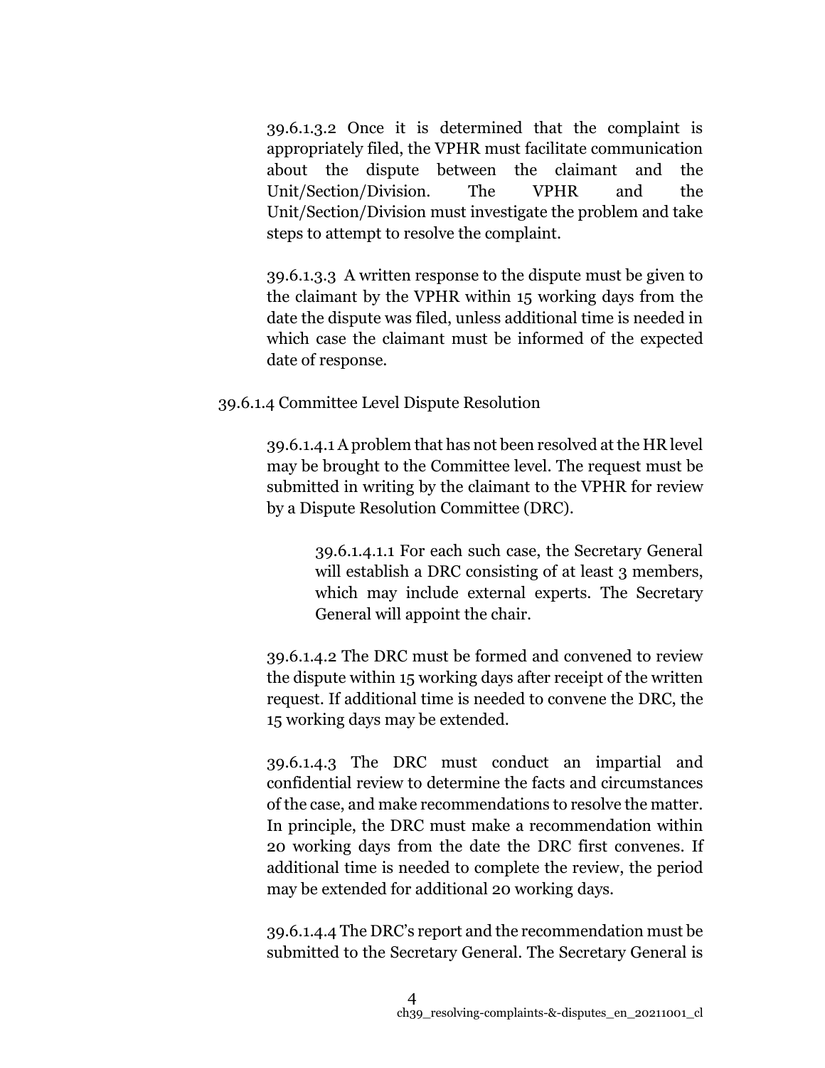39.6.1.3.2 Once it is determined that the complaint is appropriately filed, the VPHR must facilitate communication about the dispute between the claimant and the Unit/Section/Division. The VPHR and the Unit/Section/Division must investigate the problem and take steps to attempt to resolve the complaint.

39.6.1.3.3 A written response to the dispute must be given to the claimant by the VPHR within 15 working days from the date the dispute was filed, unless additional time is needed in which case the claimant must be informed of the expected date of response.

39.6.1.4 Committee Level Dispute Resolution

39.6.1.4.1 A problem that has not been resolved at the HR level may be brought to the Committee level. The request must be submitted in writing by the claimant to the VPHR for review by a Dispute Resolution Committee (DRC).

39.6.1.4.1.1 For each such case, the Secretary General will establish a DRC consisting of at least 3 members, which may include external experts. The Secretary General will appoint the chair.

39.6.1.4.2 The DRC must be formed and convened to review the dispute within 15 working days after receipt of the written request. If additional time is needed to convene the DRC, the 15 working days may be extended.

39.6.1.4.3 The DRC must conduct an impartial and confidential review to determine the facts and circumstances of the case, and make recommendations to resolve the matter. In principle, the DRC must make a recommendation within 20 working days from the date the DRC first convenes. If additional time is needed to complete the review, the period may be extended for additional 20 working days.

39.6.1.4.4 The DRC's report and the recommendation must be submitted to the Secretary General. The Secretary General is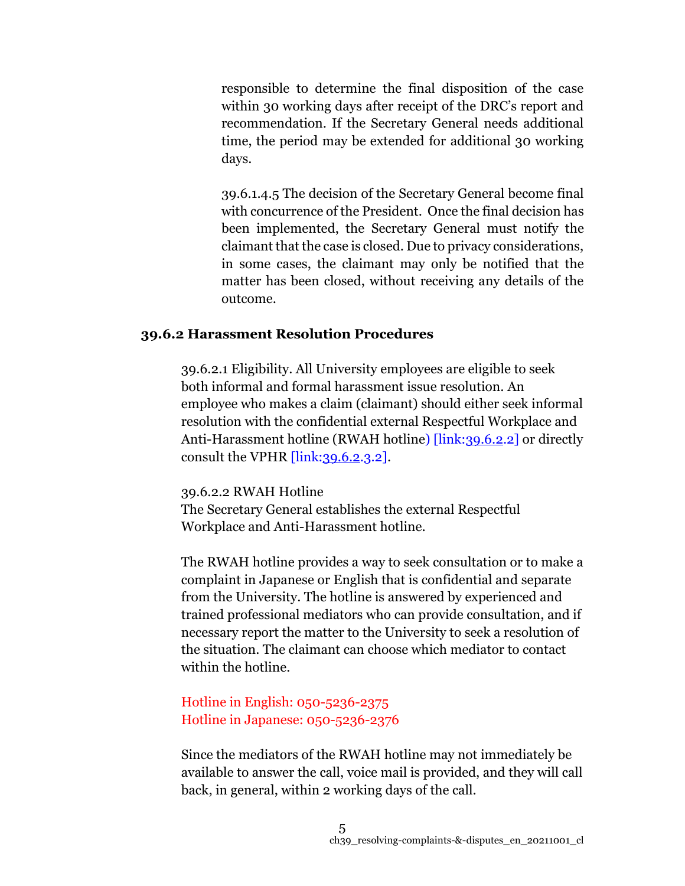responsible to determine the final disposition of the case within 30 working days after receipt of the DRC's report and recommendation. If the Secretary General needs additional time, the period may be extended for additional 30 working days.

39.6.1.4.5 The decision of the Secretary General become final with concurrence of the President. Once the final decision has been implemented, the Secretary General must notify the claimant that the case is closed. Due to privacy considerations, in some cases, the claimant may only be notified that the matter has been closed, without receiving any details of the outcome.

### 39.6.2 Harassment Resolution Procedures

39.6.2.1 Eligibility. All University employees are eligible to seek both informal and formal harassment issue resolution. An employee who makes a claim (claimant) should either seek informal resolution with the confidential external Respectful Workplace and Anti-Harassment hotline (RWAH hotline) [link:39.6.2.2] or directly consult the VPHR [link:39.6.2.3.2].

39.6.2.2 RWAH Hotline
The Secretary General establishes the external Respectful Workplace and Anti-Harassment hotline.

The RWAH hotline provides a way to seek consultation or to make a complaint in Japanese or English that is confidential and separate from the University. The hotline is answered by experienced and trained professional mediators who can provide consultation, and if necessary report the matter to the University to seek a resolution of the situation. The claimant can choose which mediator to contact within the hotline.

Hotline in English: 050-5236-2375
Hotline in Japanese: 050-5236-2376

Since the mediators of the RWAH hotline may not immediately be available to answer the call, voice mail is provided, and they will call back, in general, within 2 working days of the call.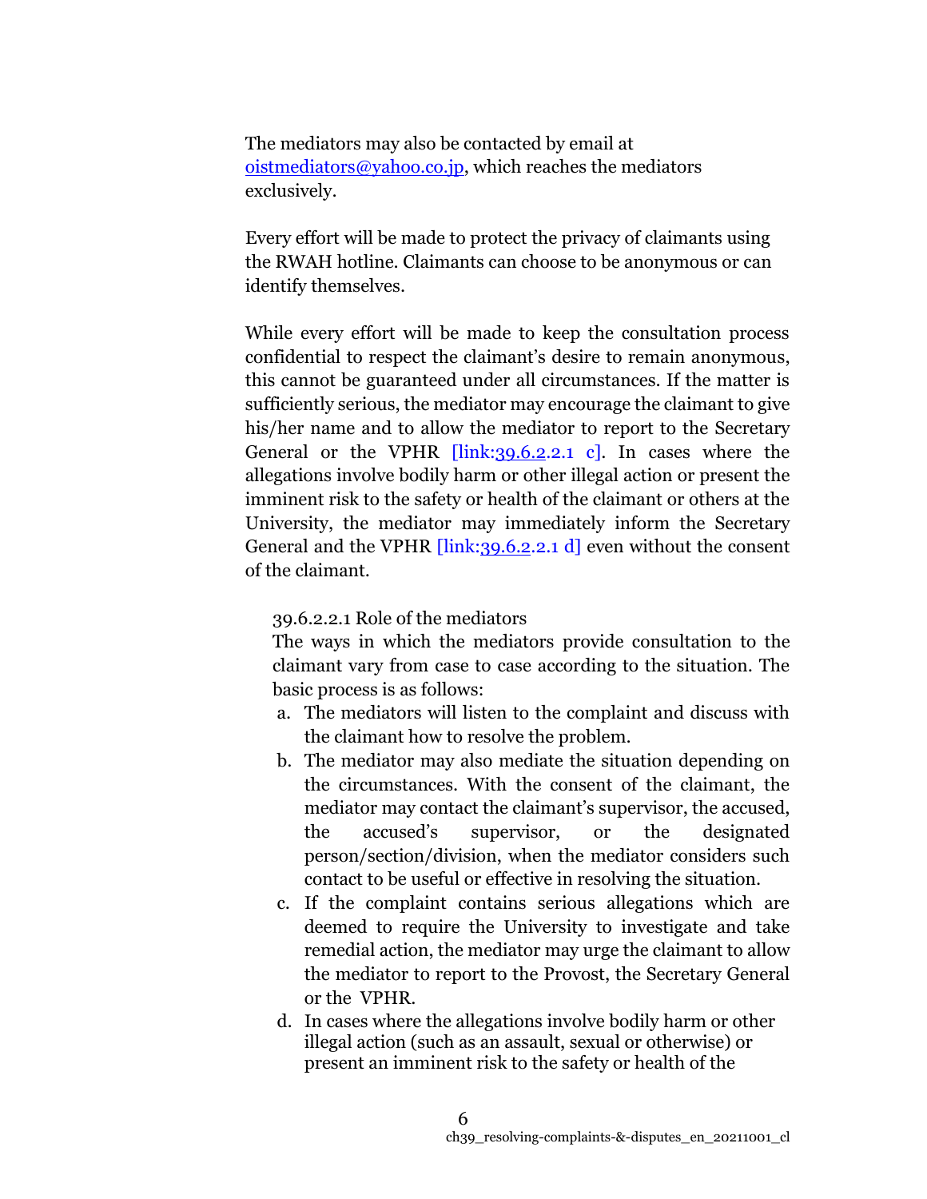The mediators may also be contacted by email at oistmediators@yahoo.co.jp, which reaches the mediators exclusively.

Every effort will be made to protect the privacy of claimants using the RWAH hotline. Claimants can choose to be anonymous or can identify themselves.

While every effort will be made to keep the consultation process confidential to respect the claimant's desire to remain anonymous, this cannot be guaranteed under all circumstances. If the matter is sufficiently serious, the mediator may encourage the claimant to give his/her name and to allow the mediator to report to the Secretary General or the VPHR [link:39.6.2.2.1 c]. In cases where the allegations involve bodily harm or other illegal action or present the imminent risk to the safety or health of the claimant or others at the University, the mediator may immediately inform the Secretary General and the VPHR [link:39.6.2.2.1 d] even without the consent of the claimant.

39.6.2.2.1 Role of the mediators

The ways in which the mediators provide consultation to the claimant vary from case to case according to the situation. The basic process is as follows:

a. The mediators will listen to the complaint and discuss with the claimant how to resolve the problem.
b. The mediator may also mediate the situation depending on the circumstances. With the consent of the claimant, the mediator may contact the claimant's supervisor, the accused, the accused's supervisor, or the designated person/section/division, when the mediator considers such contact to be useful or effective in resolving the situation.
c. If the complaint contains serious allegations which are deemed to require the University to investigate and take remedial action, the mediator may urge the claimant to allow the mediator to report to the Provost, the Secretary General or the VPHR.
d. In cases where the allegations involve bodily harm or other illegal action (such as an assault, sexual or otherwise) or present an imminent risk to the safety or health of the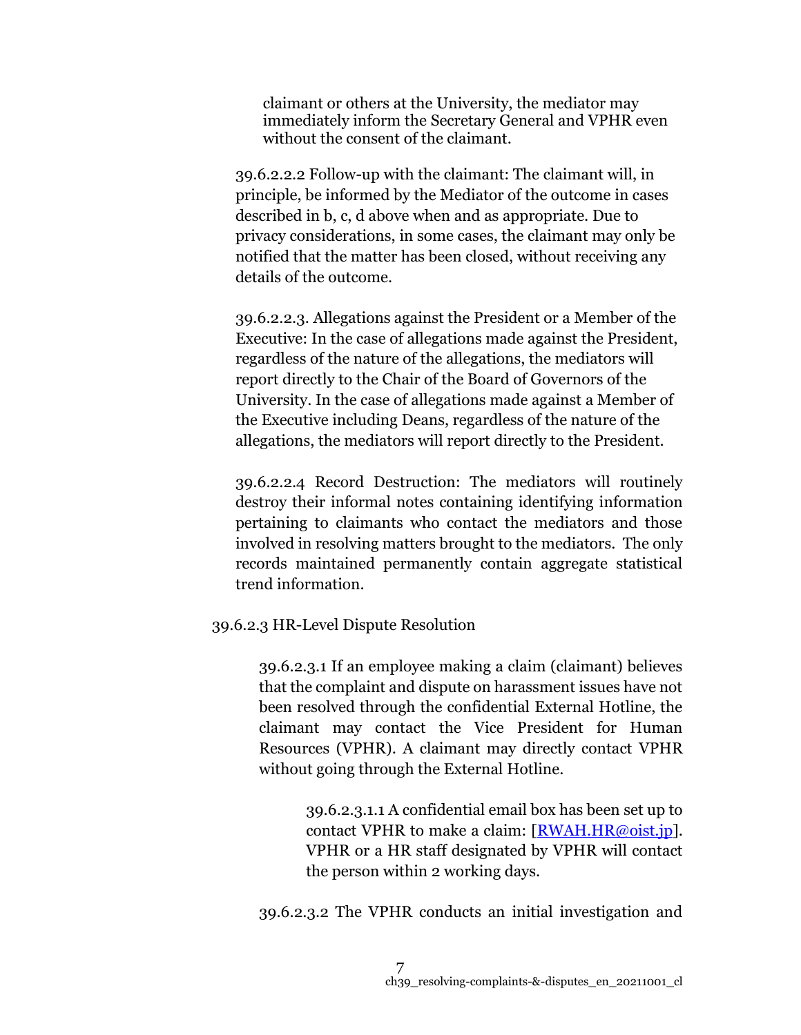claimant or others at the University, the mediator may immediately inform the Secretary General and VPHR even without the consent of the claimant.

39.6.2.2.2 Follow-up with the claimant: The claimant will, in principle, be informed by the Mediator of the outcome in cases described in b, c, d above when and as appropriate. Due to privacy considerations, in some cases, the claimant may only be notified that the matter has been closed, without receiving any details of the outcome.

39.6.2.2.3. Allegations against the President or a Member of the Executive: In the case of allegations made against the President, regardless of the nature of the allegations, the mediators will report directly to the Chair of the Board of Governors of the University. In the case of allegations made against a Member of the Executive including Deans, regardless of the nature of the allegations, the mediators will report directly to the President.

39.6.2.2.4 Record Destruction: The mediators will routinely destroy their informal notes containing identifying information pertaining to claimants who contact the mediators and those involved in resolving matters brought to the mediators. The only records maintained permanently contain aggregate statistical trend information.

39.6.2.3 HR-Level Dispute Resolution

39.6.2.3.1 If an employee making a claim (claimant) believes that the complaint and dispute on harassment issues have not been resolved through the confidential External Hotline, the claimant may contact the Vice President for Human Resources (VPHR). A claimant may directly contact VPHR without going through the External Hotline.

39.6.2.3.1.1 A confidential email box has been set up to contact VPHR to make a claim: [RWAH.HR@oist.jp]. VPHR or a HR staff designated by VPHR will contact the person within 2 working days.

39.6.2.3.2 The VPHR conducts an initial investigation and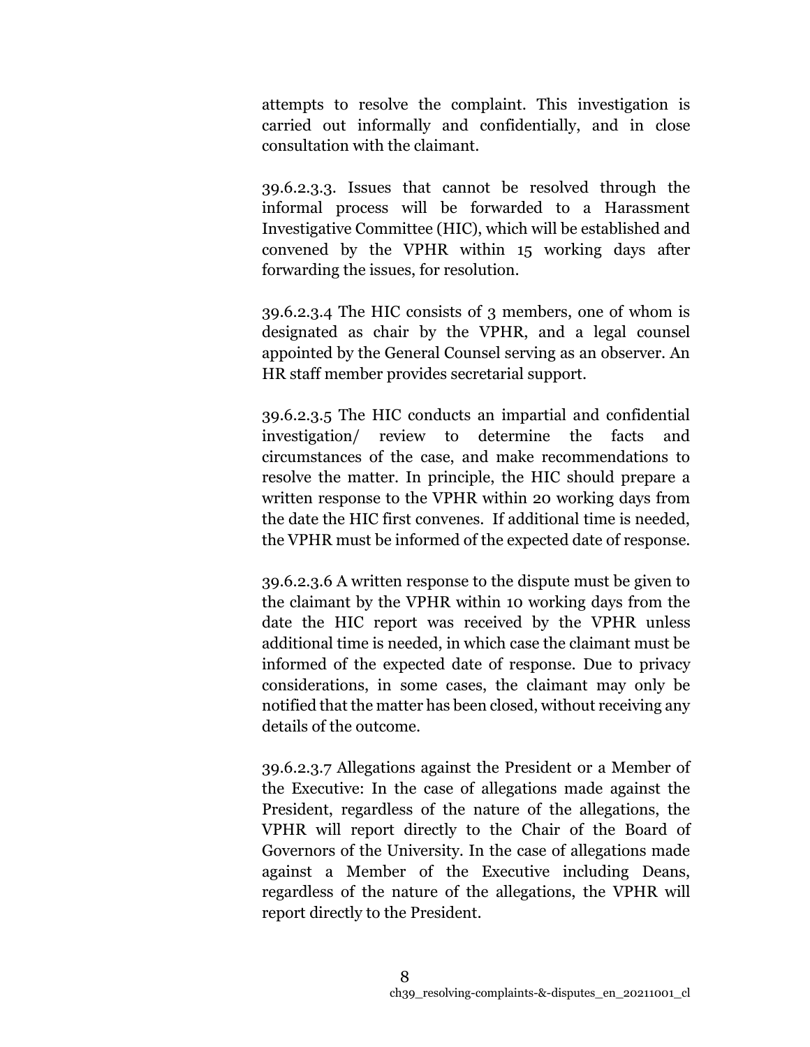attempts to resolve the complaint. This investigation is carried out informally and confidentially, and in close consultation with the claimant.

39.6.2.3.3. Issues that cannot be resolved through the informal process will be forwarded to a Harassment Investigative Committee (HIC), which will be established and convened by the VPHR within 15 working days after forwarding the issues, for resolution.

39.6.2.3.4 The HIC consists of 3 members, one of whom is designated as chair by the VPHR, and a legal counsel appointed by the General Counsel serving as an observer. An HR staff member provides secretarial support.

39.6.2.3.5 The HIC conducts an impartial and confidential investigation/ review to determine the facts and circumstances of the case, and make recommendations to resolve the matter. In principle, the HIC should prepare a written response to the VPHR within 20 working days from the date the HIC first convenes. If additional time is needed, the VPHR must be informed of the expected date of response.

39.6.2.3.6 A written response to the dispute must be given to the claimant by the VPHR within 10 working days from the date the HIC report was received by the VPHR unless additional time is needed, in which case the claimant must be informed of the expected date of response. Due to privacy considerations, in some cases, the claimant may only be notified that the matter has been closed, without receiving any details of the outcome.

39.6.2.3.7 Allegations against the President or a Member of the Executive: In the case of allegations made against the President, regardless of the nature of the allegations, the VPHR will report directly to the Chair of the Board of Governors of the University. In the case of allegations made against a Member of the Executive including Deans, regardless of the nature of the allegations, the VPHR will report directly to the President.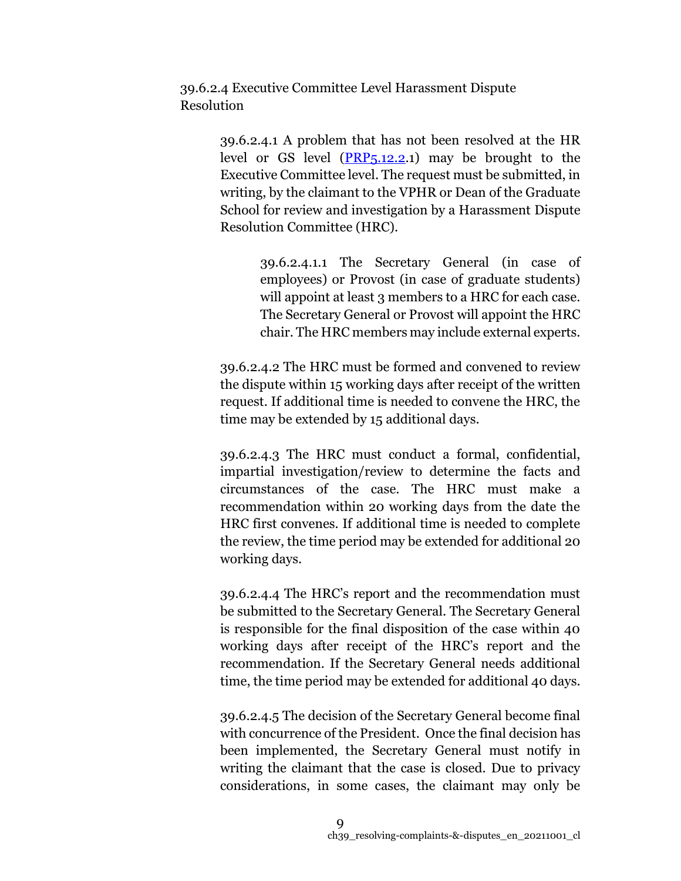39.6.2.4 Executive Committee Level Harassment Dispute Resolution

39.6.2.4.1 A problem that has not been resolved at the HR level or GS level (PRP5.12.2.1) may be brought to the Executive Committee level. The request must be submitted, in writing, by the claimant to the VPHR or Dean of the Graduate School for review and investigation by a Harassment Dispute Resolution Committee (HRC).

39.6.2.4.1.1 The Secretary General (in case of employees) or Provost (in case of graduate students) will appoint at least 3 members to a HRC for each case. The Secretary General or Provost will appoint the HRC chair. The HRC members may include external experts.

39.6.2.4.2 The HRC must be formed and convened to review the dispute within 15 working days after receipt of the written request. If additional time is needed to convene the HRC, the time may be extended by 15 additional days.

39.6.2.4.3 The HRC must conduct a formal, confidential, impartial investigation/review to determine the facts and circumstances of the case. The HRC must make a recommendation within 20 working days from the date the HRC first convenes. If additional time is needed to complete the review, the time period may be extended for additional 20 working days.

39.6.2.4.4 The HRC's report and the recommendation must be submitted to the Secretary General. The Secretary General is responsible for the final disposition of the case within 40 working days after receipt of the HRC's report and the recommendation. If the Secretary General needs additional time, the time period may be extended for additional 40 days.

39.6.2.4.5 The decision of the Secretary General become final with concurrence of the President. Once the final decision has been implemented, the Secretary General must notify in writing the claimant that the case is closed. Due to privacy considerations, in some cases, the claimant may only be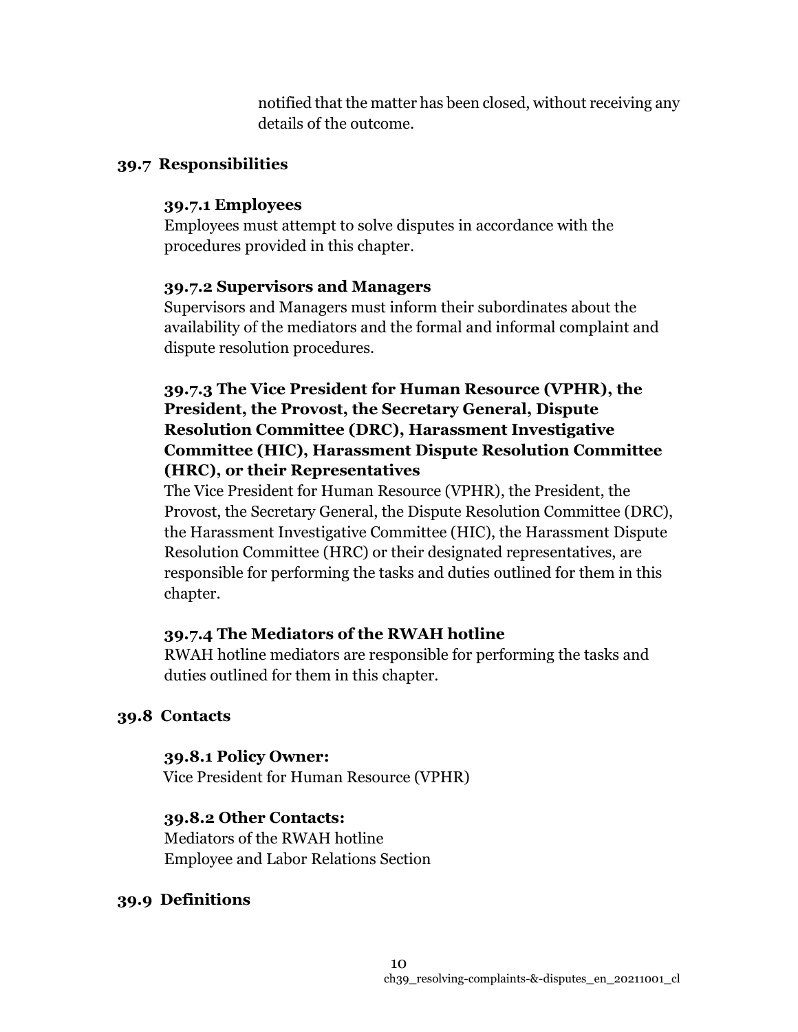notified that the matter has been closed, without receiving any details of the outcome.

## 39.7 Responsibilities

### 39.7.1 Employees

Employees must attempt to solve disputes in accordance with the procedures provided in this chapter.

### 39.7.2 Supervisors and Managers

Supervisors and Managers must inform their subordinates about the availability of the mediators and the formal and informal complaint and dispute resolution procedures.

### 39.7.3 The Vice President for Human Resource (VPHR), the President, the Provost, the Secretary General, Dispute Resolution Committee (DRC), Harassment Investigative Committee (HIC), Harassment Dispute Resolution Committee (HRC), or their Representatives

The Vice President for Human Resource (VPHR), the President, the Provost, the Secretary General, the Dispute Resolution Committee (DRC), the Harassment Investigative Committee (HIC), the Harassment Dispute Resolution Committee (HRC) or their designated representatives, are responsible for performing the tasks and duties outlined for them in this chapter.

### 39.7.4 The Mediators of the RWAH hotline

RWAH hotline mediators are responsible for performing the tasks and duties outlined for them in this chapter.

## 39.8 Contacts

### 39.8.1 Policy Owner:

Vice President for Human Resource (VPHR)

### 39.8.2 Other Contacts:

Mediators of the RWAH hotline
Employee and Labor Relations Section

## 39.9 Definitions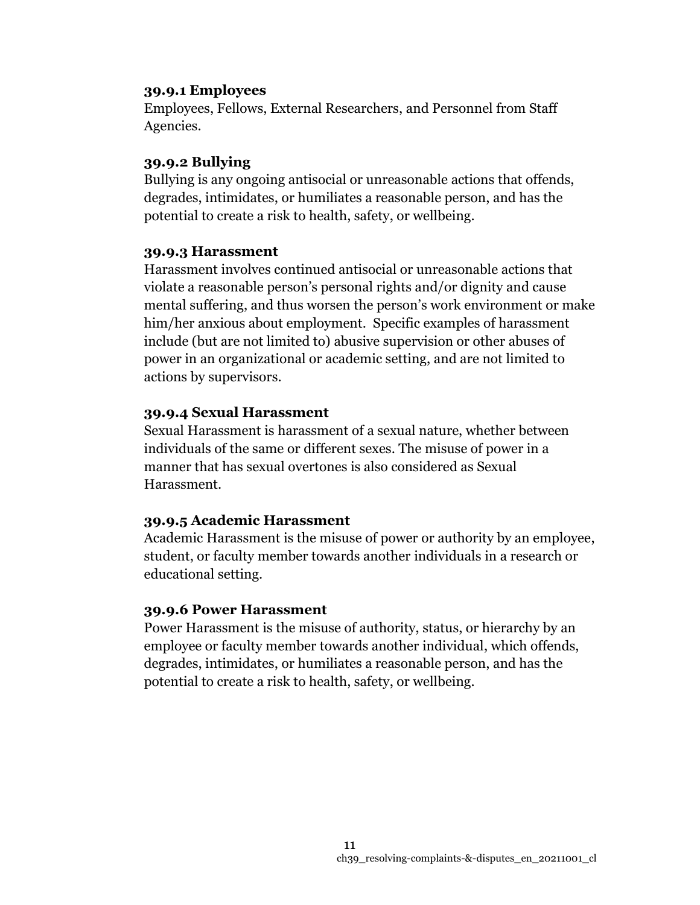#### 39.9.1 Employees

Employees, Fellows, External Researchers, and Personnel from Staff Agencies.

#### 39.9.2 Bullying

Bullying is any ongoing antisocial or unreasonable actions that offends, degrades, intimidates, or humiliates a reasonable person, and has the potential to create a risk to health, safety, or wellbeing.

#### 39.9.3 Harassment

Harassment involves continued antisocial or unreasonable actions that violate a reasonable person's personal rights and/or dignity and cause mental suffering, and thus worsen the person's work environment or make him/her anxious about employment.  Specific examples of harassment include (but are not limited to) abusive supervision or other abuses of power in an organizational or academic setting, and are not limited to actions by supervisors.

#### 39.9.4 Sexual Harassment

Sexual Harassment is harassment of a sexual nature, whether between individuals of the same or different sexes. The misuse of power in a manner that has sexual overtones is also considered as Sexual Harassment.

#### 39.9.5 Academic Harassment

Academic Harassment is the misuse of power or authority by an employee, student, or faculty member towards another individuals in a research or educational setting.

#### 39.9.6 Power Harassment

Power Harassment is the misuse of authority, status, or hierarchy by an employee or faculty member towards another individual, which offends, degrades, intimidates, or humiliates a reasonable person, and has the potential to create a risk to health, safety, or wellbeing.